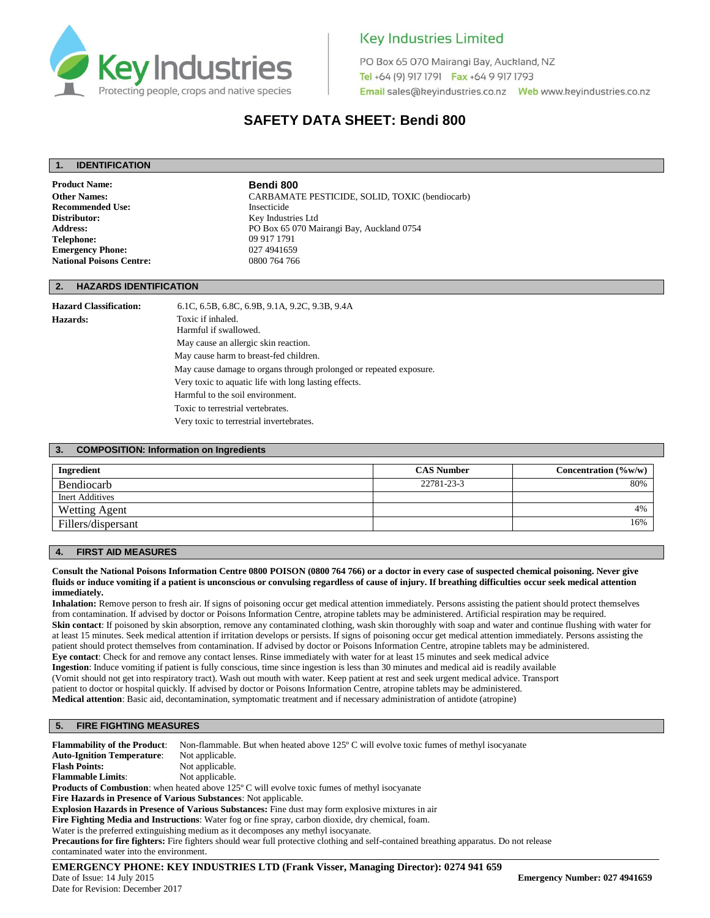Key Industries
Protecting people, crops and native species

**Key Industries Limited**

PO Box 65 070 Mairangi Bay, Auckland, NZ
**Tel** +64 (9) 917 1791 **Fax** +64 9 917 1793
**Email** sales@keyindustries.co.nz **Web** www.keyindustries.co.nz

# SAFETY DATA SHEET: Bendi 800

## 1. IDENTIFICATION

**Product Name:** **Bendi 800**
**Other Names:** CARBAMATE PESTICIDE, SOLID, TOXIC (bendiocarb)
**Recommended Use:** Insecticide
**Distributor:** Key Industries Ltd
**Address:** PO Box 65 070 Mairangi Bay, Auckland 0754
**Telephone:** 09 917 1791
**Emergency Phone:** 027 4941659
**National Poisons Centre:** 0800 764 766

## 2. HAZARDS IDENTIFICATION

**Hazard Classification:** 6.1C, 6.5B, 6.8C, 6.9B, 9.1A, 9.2C, 9.3B, 9.4A

**Hazards:**
Toxic if inhaled.
Harmful if swallowed.
May cause an allergic skin reaction.
May cause harm to breast-fed children.
May cause damage to organs through prolonged or repeated exposure.
Very toxic to aquatic life with long lasting effects.
Harmful to the soil environment.
Toxic to terrestrial vertebrates.
Very toxic to terrestrial invertebrates.

## 3. COMPOSITION: Information on Ingredients

| Ingredient | CAS Number | Concentration (%w/w) |
|---|---|---|
| Bendiocarb | 22781-23-3 | 80% |
| Inert Additives | | |
| Wetting Agent | | 4% |
| Fillers/dispersant | | 16% |

## 4. FIRST AID MEASURES

**Consult the National Poisons Information Centre 0800 POISON (0800 764 766) or a doctor in every case of suspected chemical poisoning. Never give fluids or induce vomiting if a patient is unconscious or convulsing regardless of cause of injury. If breathing difficulties occur seek medical attention immediately.**

**Inhalation:** Remove person to fresh air. If signs of poisoning occur get medical attention immediately. Persons assisting the patient should protect themselves from contamination. If advised by doctor or Poisons Information Centre, atropine tablets may be administered. Artificial respiration may be required.

**Skin contact**: If poisoned by skin absorption, remove any contaminated clothing, wash skin thoroughly with soap and water and continue flushing with water for at least 15 minutes. Seek medical attention if irritation develops or persists. If signs of poisoning occur get medical attention immediately. Persons assisting the patient should protect themselves from contamination. If advised by doctor or Poisons Information Centre, atropine tablets may be administered.

**Eye contact**: Check for and remove any contact lenses. Rinse immediately with water for at least 15 minutes and seek medical advice

**Ingestion**: Induce vomiting if patient is fully conscious, time since ingestion is less than 30 minutes and medical aid is readily available (Vomit should not get into respiratory tract). Wash out mouth with water. Keep patient at rest and seek urgent medical advice. Transport patient to doctor or hospital quickly. If advised by doctor or Poisons Information Centre, atropine tablets may be administered.

**Medical attention**: Basic aid, decontamination, symptomatic treatment and if necessary administration of antidote (atropine)

## 5. FIRE FIGHTING MEASURES

**Flammability of the Product**: Non-flammable. But when heated above 125º C will evolve toxic fumes of methyl isocyanate
**Auto-Ignition Temperature**: Not applicable.
**Flash Points:** Not applicable.
**Flammable Limits**: Not applicable.
**Products of Combustion**: when heated above 125º C will evolve toxic fumes of methyl isocyanate
**Fire Hazards in Presence of Various Substances**: Not applicable.
**Explosion Hazards in Presence of Various Substances:** Fine dust may form explosive mixtures in air
**Fire Fighting Media and Instructions**: Water fog or fine spray, carbon dioxide, dry chemical, foam.
Water is the preferred extinguishing medium as it decomposes any methyl isocyanate.
**Precautions for fire fighters:** Fire fighters should wear full protective clothing and self-contained breathing apparatus. Do not release contaminated water into the environment.

**EMERGENCY PHONE: KEY INDUSTRIES LTD (Frank Visser, Managing Director): 0274 941 659**
Date of Issue: 14 July 2015
Date for Revision: December 2017
**Emergency Number: 027 4941659**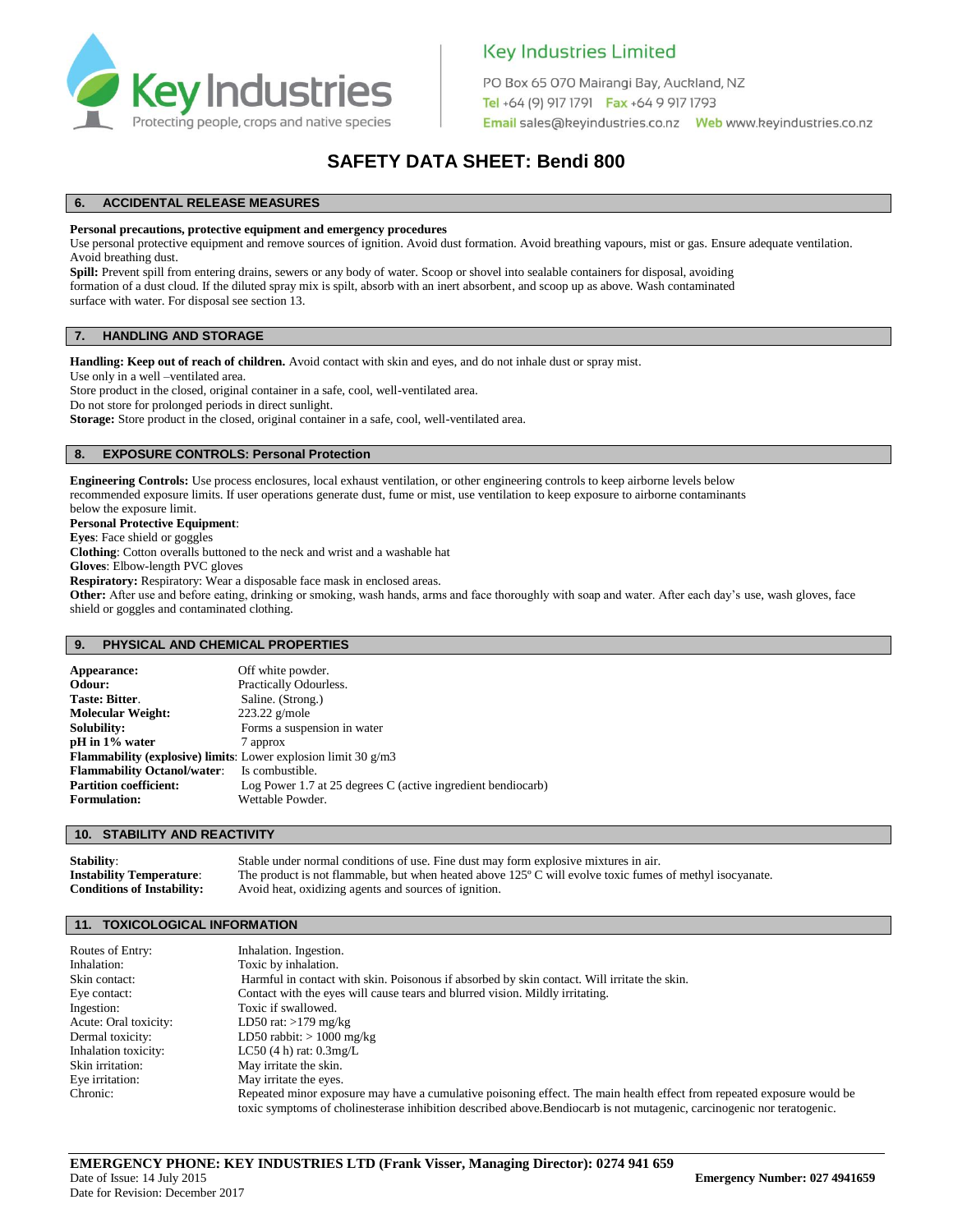# SAFETY DATA SHEET: Bendi 800

## 6. ACCIDENTAL RELEASE MEASURES

**Personal precautions, protective equipment and emergency procedures**
Use personal protective equipment and remove sources of ignition. Avoid dust formation. Avoid breathing vapours, mist or gas. Ensure adequate ventilation. Avoid breathing dust.
**Spill:** Prevent spill from entering drains, sewers or any body of water. Scoop or shovel into sealable containers for disposal, avoiding formation of a dust cloud. If the diluted spray mix is spilt, absorb with an inert absorbent, and scoop up as above. Wash contaminated surface with water. For disposal see section 13.

## 7. HANDLING AND STORAGE

**Handling: Keep out of reach of children.** Avoid contact with skin and eyes, and do not inhale dust or spray mist.
Use only in a well –ventilated area.
Store product in the closed, original container in a safe, cool, well-ventilated area.
Do not store for prolonged periods in direct sunlight.
**Storage:** Store product in the closed, original container in a safe, cool, well-ventilated area.

## 8. EXPOSURE CONTROLS: Personal Protection

**Engineering Controls:** Use process enclosures, local exhaust ventilation, or other engineering controls to keep airborne levels below recommended exposure limits. If user operations generate dust, fume or mist, use ventilation to keep exposure to airborne contaminants below the exposure limit.
**Personal Protective Equipment**:
**Eyes**: Face shield or goggles
**Clothing**: Cotton overalls buttoned to the neck and wrist and a washable hat
**Gloves**: Elbow-length PVC gloves
**Respiratory:** Respiratory: Wear a disposable face mask in enclosed areas.
**Other:** After use and before eating, drinking or smoking, wash hands, arms and face thoroughly with soap and water. After each day's use, wash gloves, face shield or goggles and contaminated clothing.

## 9. PHYSICAL AND CHEMICAL PROPERTIES

| | |
|---|---|
| **Appearance:** | Off white powder. |
| **Odour:** | Practically Odourless. |
| **Taste: Bitter**. | Saline. (Strong.) |
| **Molecular Weight:** | 223.22 g/mole |
| **Solubility:** | Forms a suspension in water |
| **pH in 1% water** | 7 approx |
| **Flammability (explosive) limits**: | Lower explosion limit 30 g/m3 |
| **Flammability Octanol/water**: | Is combustible. |
| **Partition coefficient:** | Log Power 1.7 at 25 degrees C (active ingredient bendiocarb) |
| **Formulation:** | Wettable Powder. |

## 10. STABILITY AND REACTIVITY

| | |
|---|---|
| **Stability**: | Stable under normal conditions of use. Fine dust may form explosive mixtures in air. |
| **Instability Temperature**: | The product is not flammable, but when heated above 125º C will evolve toxic fumes of methyl isocyanate. |
| **Conditions of Instability:** | Avoid heat, oxidizing agents and sources of ignition. |

## 11. TOXICOLOGICAL INFORMATION

| | |
|---|---|
| Routes of Entry: | Inhalation. Ingestion. |
| Inhalation: | Toxic by inhalation. |
| Skin contact: | Harmful in contact with skin. Poisonous if absorbed by skin contact. Will irritate the skin. |
| Eye contact: | Contact with the eyes will cause tears and blurred vision. Mildly irritating. |
| Ingestion: | Toxic if swallowed. |
| Acute: Oral toxicity: | LD50 rat: >179 mg/kg |
| Dermal toxicity: | LD50 rabbit: > 1000 mg/kg |
| Inhalation toxicity: | LC50 (4 h) rat: 0.3mg/L |
| Skin irritation: | May irritate the skin. |
| Eye irritation: | May irritate the eyes. |
| Chronic: | Repeated minor exposure may have a cumulative poisoning effect. The main health effect from repeated exposure would be toxic symptoms of cholinesterase inhibition described above.Bendiocarb is not mutagenic, carcinogenic nor teratogenic. |

**EMERGENCY PHONE: KEY INDUSTRIES LTD (Frank Visser, Managing Director): 0274 941 659**
Date of Issue: 14 July 2015
Date for Revision: December 2017
**Emergency Number: 027 4941659**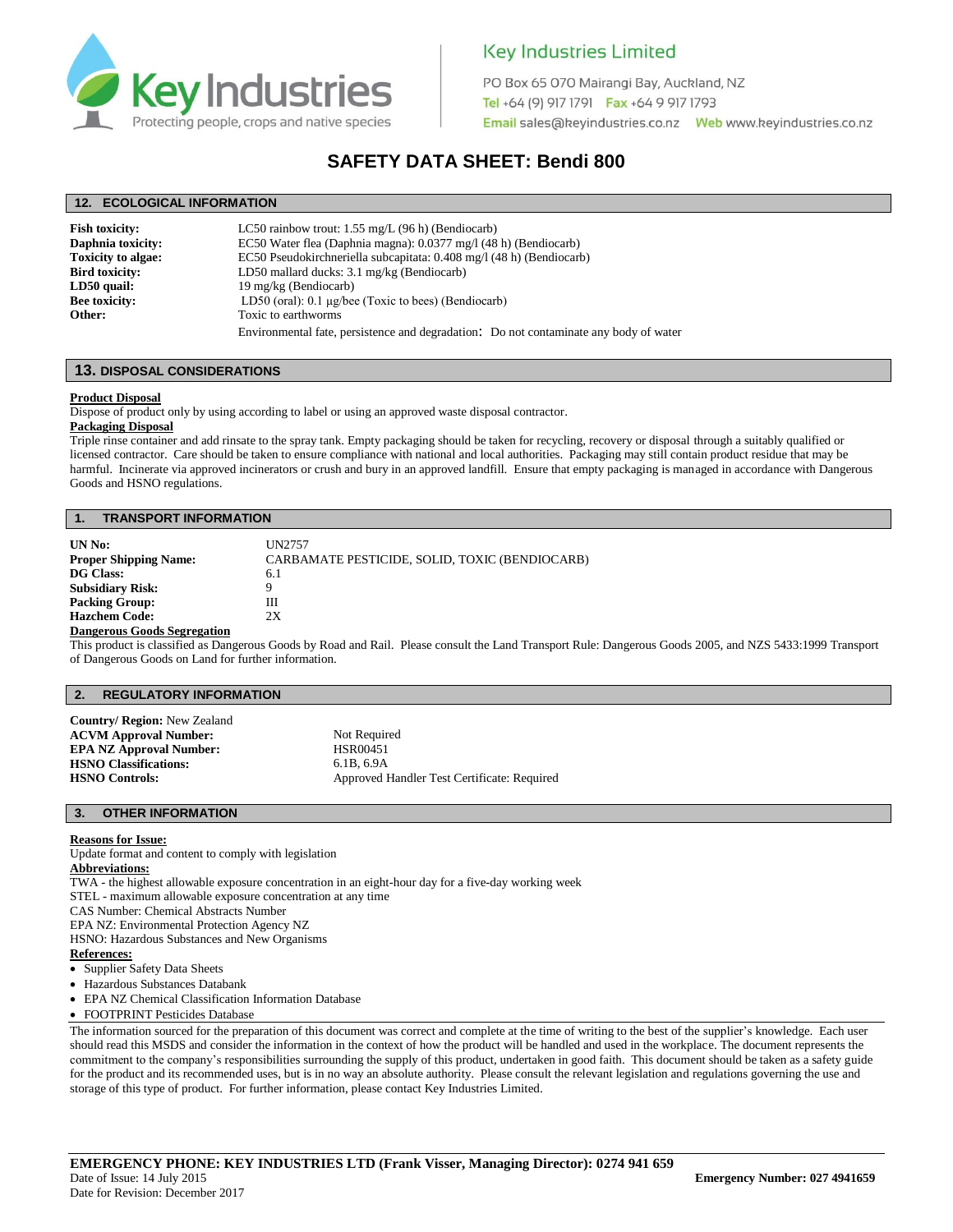# SAFETY DATA SHEET: Bendi 800

## 12. ECOLOGICAL INFORMATION

| | |
|---|---|
| **Fish toxicity:** | LC50 rainbow trout: 1.55 mg/L (96 h) (Bendiocarb) |
| **Daphnia toxicity:** | EC50 Water flea (Daphnia magna): 0.0377 mg/l (48 h) (Bendiocarb) |
| **Toxicity to algae:** | EC50 Pseudokirchneriella subcapitata: 0.408 mg/l (48 h) (Bendiocarb) |
| **Bird toxicity:** | LD50 mallard ducks: 3.1 mg/kg (Bendiocarb) |
| **LD50 quail:** | 19 mg/kg (Bendiocarb) |
| **Bee toxicity:** | LD50 (oral): 0.1 µg/bee (Toxic to bees) (Bendiocarb) |
| **Other:** | Toxic to earthworms |
| | Environmental fate, persistence and degradation: Do not contaminate any body of water |

## 13. DISPOSAL CONSIDERATIONS

**Product Disposal**

Dispose of product only by using according to label or using an approved waste disposal contractor.

**Packaging Disposal**

Triple rinse container and add rinsate to the spray tank. Empty packaging should be taken for recycling, recovery or disposal through a suitably qualified or licensed contractor. Care should be taken to ensure compliance with national and local authorities. Packaging may still contain product residue that may be harmful. Incinerate via approved incinerators or crush and bury in an approved landfill. Ensure that empty packaging is managed in accordance with Dangerous Goods and HSNO regulations.

## 1. TRANSPORT INFORMATION

| | |
|---|---|
| **UN No:** | UN2757 |
| **Proper Shipping Name:** | CARBAMATE PESTICIDE, SOLID, TOXIC (BENDIOCARB) |
| **DG Class:** | 6.1 |
| **Subsidiary Risk:** | 9 |
| **Packing Group:** | III |
| **Hazchem Code:** | 2X |

**Dangerous Goods Segregation**

This product is classified as Dangerous Goods by Road and Rail. Please consult the Land Transport Rule: Dangerous Goods 2005, and NZS 5433:1999 Transport of Dangerous Goods on Land for further information.

## 2. REGULATORY INFORMATION

**Country/ Region:** New Zealand

| | |
|---|---|
| **ACVM Approval Number:** | Not Required |
| **EPA NZ Approval Number:** | HSR00451 |
| **HSNO Classifications:** | 6.1B, 6.9A |
| **HSNO Controls:** | Approved Handler Test Certificate: Required |

## 3. OTHER INFORMATION

**Reasons for Issue:**

Update format and content to comply with legislation

**Abbreviations:**

TWA - the highest allowable exposure concentration in an eight-hour day for a five-day working week
STEL - maximum allowable exposure concentration at any time
CAS Number: Chemical Abstracts Number
EPA NZ: Environmental Protection Agency NZ
HSNO: Hazardous Substances and New Organisms

**References:**

- Supplier Safety Data Sheets
- Hazardous Substances Databank
- EPA NZ Chemical Classification Information Database
- FOOTPRINT Pesticides Database

The information sourced for the preparation of this document was correct and complete at the time of writing to the best of the supplier's knowledge. Each user should read this MSDS and consider the information in the context of how the product will be handled and used in the workplace. The document represents the commitment to the company's responsibilities surrounding the supply of this product, undertaken in good faith. This document should be taken as a safety guide for the product and its recommended uses, but is in no way an absolute authority. Please consult the relevant legislation and regulations governing the use and storage of this type of product. For further information, please contact Key Industries Limited.

**EMERGENCY PHONE: KEY INDUSTRIES LTD (Frank Visser, Managing Director): 0274 941 659**

Date of Issue: 14 July 2015
Date for Revision: December 2017

**Emergency Number: 027 4941659**